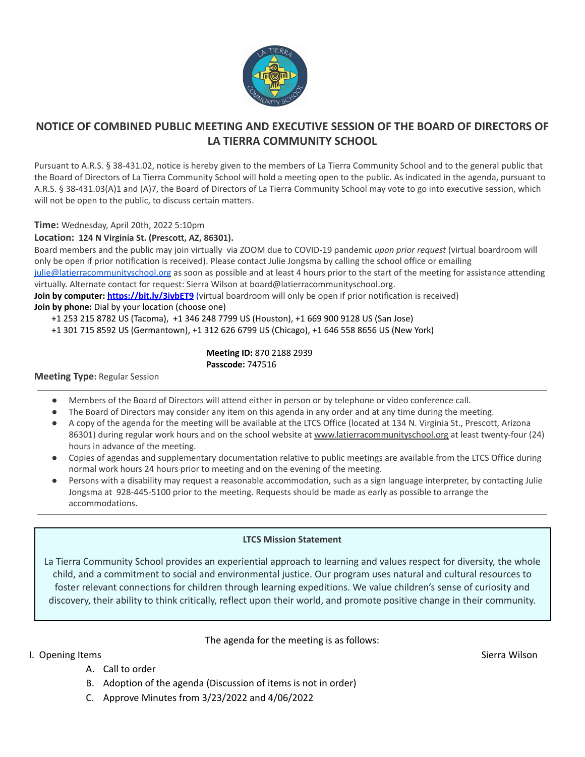# NOTICE OF COMBINED PUBLIC MEETING AND EXECUTIVE SESSION OF THE BOARD OF DIRECTORS OF LA TIERRA COMMUNITY SCHOOL

Pursuant to A.R.S. § 38-431.02, notice is hereby given to the members of La Tierra Community School and to the general public that the Board of Directors of La Tierra Community School will hold a meeting open to the public. As indicated in the agenda, pursuant to A.R.S. § 38-431.03(A)1 and (A)7, the Board of Directors of La Tierra Community School may vote to go into executive session, which will not be open to the public, to discuss certain matters.

**Time:** Wednesday, April 20th, 2022 5:10pm

**Location: 124 N Virginia St. (Prescott, AZ, 86301).**

Board members and the public may join virtually via ZOOM due to COVID-19 pandemic *upon prior request* (virtual boardroom will only be open if prior notification is received). Please contact Julie Jongsma by calling the school office or emailing julie@latierracommunityschool.org as soon as possible and at least 4 hours prior to the start of the meeting for assistance attending virtually. Alternate contact for request: Sierra Wilson at board@latierracommunityschool.org.

**Join by computer: https://bit.ly/3ivbET9** (virtual boardroom will only be open if prior notification is received)

**Join by phone:** Dial by your location (choose one)

+1 253 215 8782 US (Tacoma), +1 346 248 7799 US (Houston), +1 669 900 9128 US (San Jose)
+1 301 715 8592 US (Germantown), +1 312 626 6799 US (Chicago), +1 646 558 8656 US (New York)

**Meeting ID:** 870 2188 2939
**Passcode:** 747516

**Meeting Type:** Regular Session

---

- Members of the Board of Directors will attend either in person or by telephone or video conference call.
- The Board of Directors may consider any item on this agenda in any order and at any time during the meeting.
- A copy of the agenda for the meeting will be available at the LTCS Office (located at 134 N. Virginia St., Prescott, Arizona 86301) during regular work hours and on the school website at www.latierracommunityschool.org at least twenty-four (24) hours in advance of the meeting.
- Copies of agendas and supplementary documentation relative to public meetings are available from the LTCS Office during normal work hours 24 hours prior to meeting and on the evening of the meeting.
- Persons with a disability may request a reasonable accommodation, such as a sign language interpreter, by contacting Julie Jongsma at 928-445-5100 prior to the meeting. Requests should be made as early as possible to arrange the accommodations.

---

**LTCS Mission Statement**

La Tierra Community School provides an experiential approach to learning and values respect for diversity, the whole child, and a commitment to social and environmental justice. Our program uses natural and cultural resources to foster relevant connections for children through learning expeditions. We value children's sense of curiosity and discovery, their ability to think critically, reflect upon their world, and promote positive change in their community.

The agenda for the meeting is as follows:

I. Opening Items — Sierra Wilson

A. Call to order
B. Adoption of the agenda (Discussion of items is not in order)
C. Approve Minutes from 3/23/2022 and 4/06/2022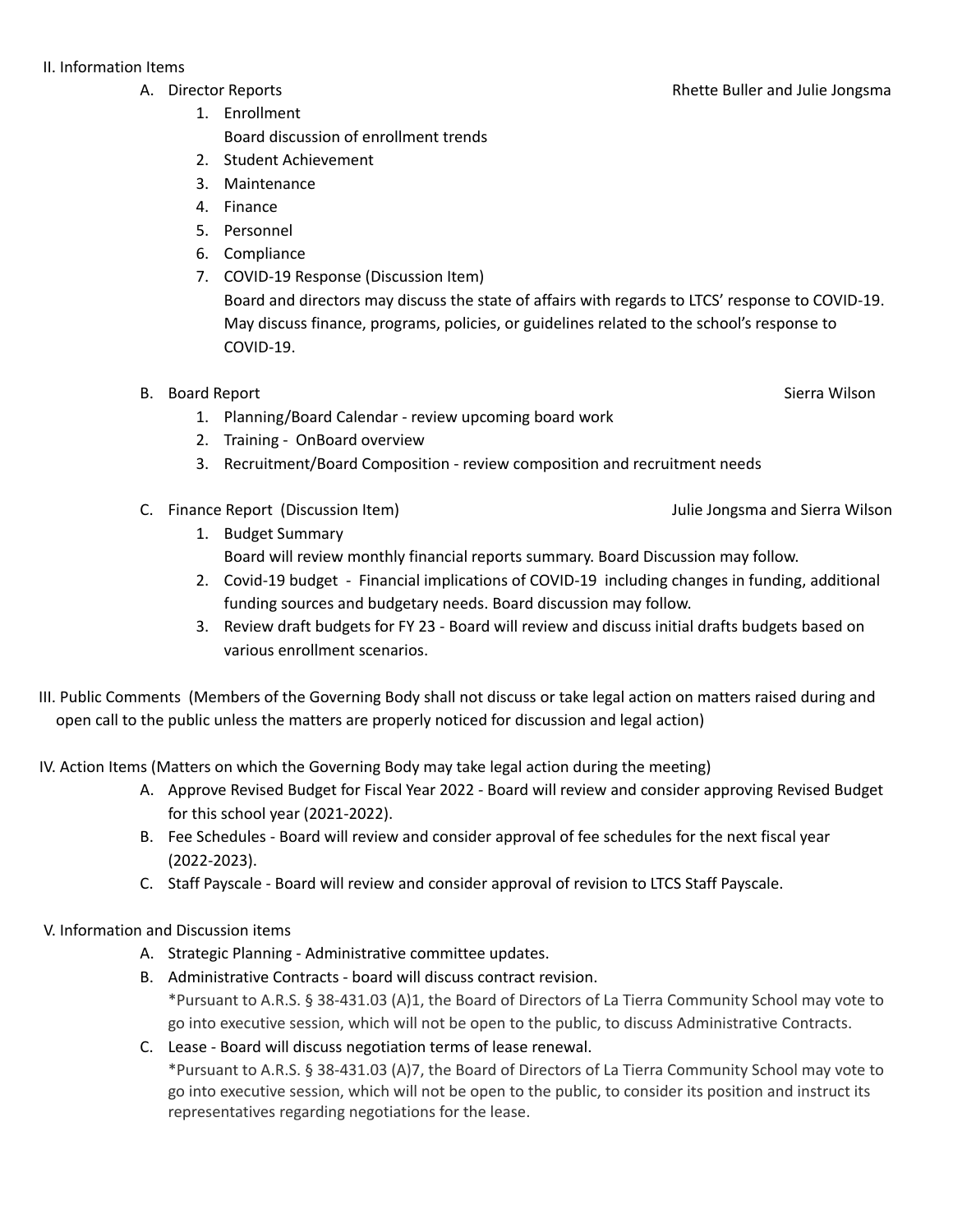II. Information Items

A. Director Reports — Rhette Buller and Julie Jongsma

1. Enrollment
   Board discussion of enrollment trends
2. Student Achievement
3. Maintenance
4. Finance
5. Personnel
6. Compliance
7. COVID-19 Response (Discussion Item)
   Board and directors may discuss the state of affairs with regards to LTCS' response to COVID-19. May discuss finance, programs, policies, or guidelines related to the school's response to COVID-19.

B. Board Report — Sierra Wilson

1. Planning/Board Calendar - review upcoming board work
2. Training - OnBoard overview
3. Recruitment/Board Composition - review composition and recruitment needs

C. Finance Report (Discussion Item) — Julie Jongsma and Sierra Wilson

1. Budget Summary
   Board will review monthly financial reports summary. Board Discussion may follow.
2. Covid-19 budget - Financial implications of COVID-19 including changes in funding, additional funding sources and budgetary needs. Board discussion may follow.
3. Review draft budgets for FY 23 - Board will review and discuss initial drafts budgets based on various enrollment scenarios.

III. Public Comments (Members of the Governing Body shall not discuss or take legal action on matters raised during and open call to the public unless the matters are properly noticed for discussion and legal action)

IV. Action Items (Matters on which the Governing Body may take legal action during the meeting)

A. Approve Revised Budget for Fiscal Year 2022 - Board will review and consider approving Revised Budget for this school year (2021-2022).
B. Fee Schedules - Board will review and consider approval of fee schedules for the next fiscal year (2022-2023).
C. Staff Payscale - Board will review and consider approval of revision to LTCS Staff Payscale.

V. Information and Discussion items

A. Strategic Planning - Administrative committee updates.
B. Administrative Contracts - board will discuss contract revision.
   *Pursuant to A.R.S. § 38-431.03 (A)1, the Board of Directors of La Tierra Community School may vote to go into executive session, which will not be open to the public, to discuss Administrative Contracts.
C. Lease - Board will discuss negotiation terms of lease renewal.
   *Pursuant to A.R.S. § 38-431.03 (A)7, the Board of Directors of La Tierra Community School may vote to go into executive session, which will not be open to the public, to consider its position and instruct its representatives regarding negotiations for the lease.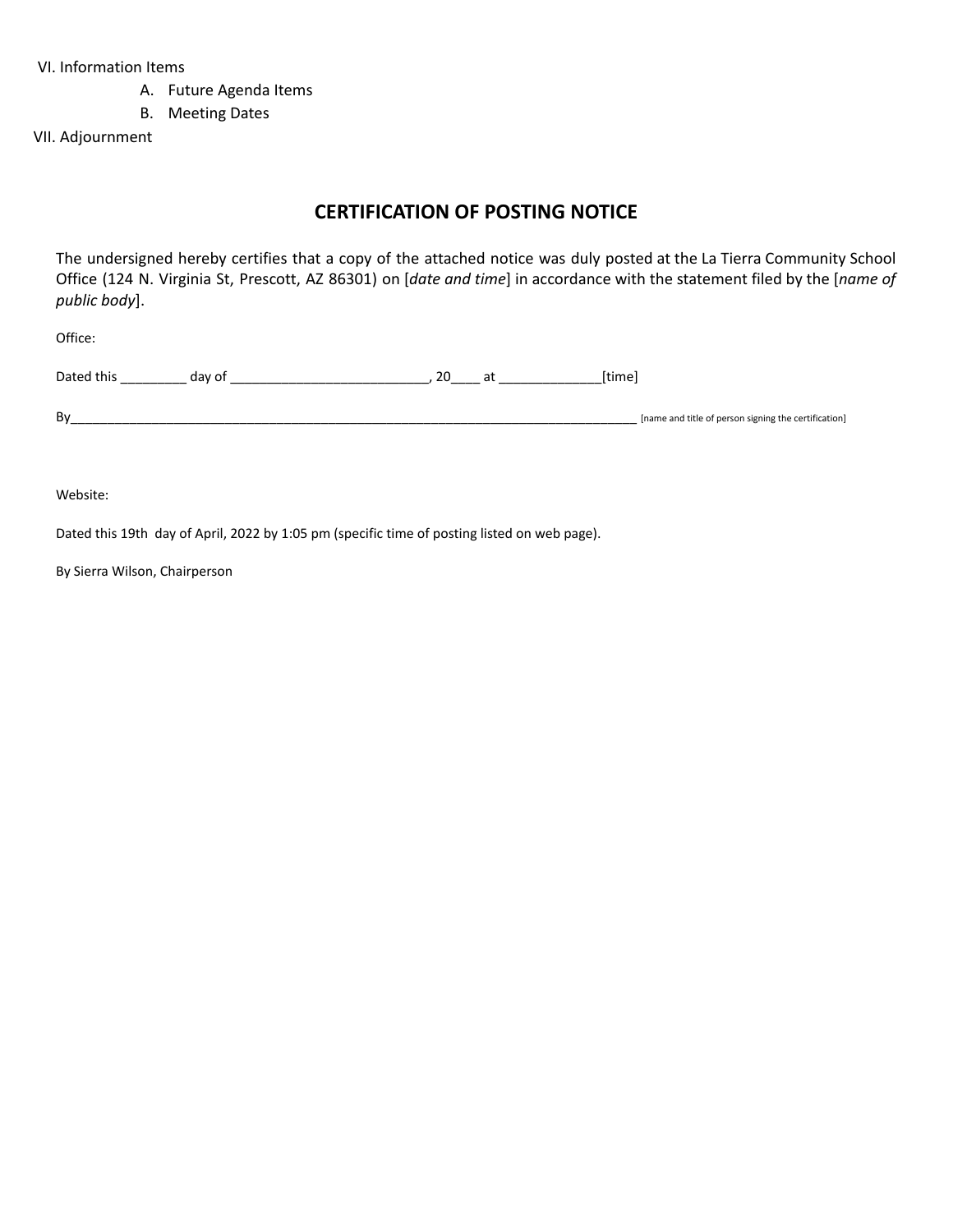VI. Information Items

A. Future Agenda Items
B. Meeting Dates

VII. Adjournment

## CERTIFICATION OF POSTING NOTICE

The undersigned hereby certifies that a copy of the attached notice was duly posted at the La Tierra Community School Office (124 N. Virginia St, Prescott, AZ 86301) on [*date and time*] in accordance with the statement filed by the [*name of public body*].

Office:

Dated this _________ day of ___________________________, 20____ at ______________[time]

By____________________________________________________________________________________ [name and title of person signing the certification]

Website:

Dated this 19th day of April, 2022 by 1:05 pm (specific time of posting listed on web page).

By Sierra Wilson, Chairperson